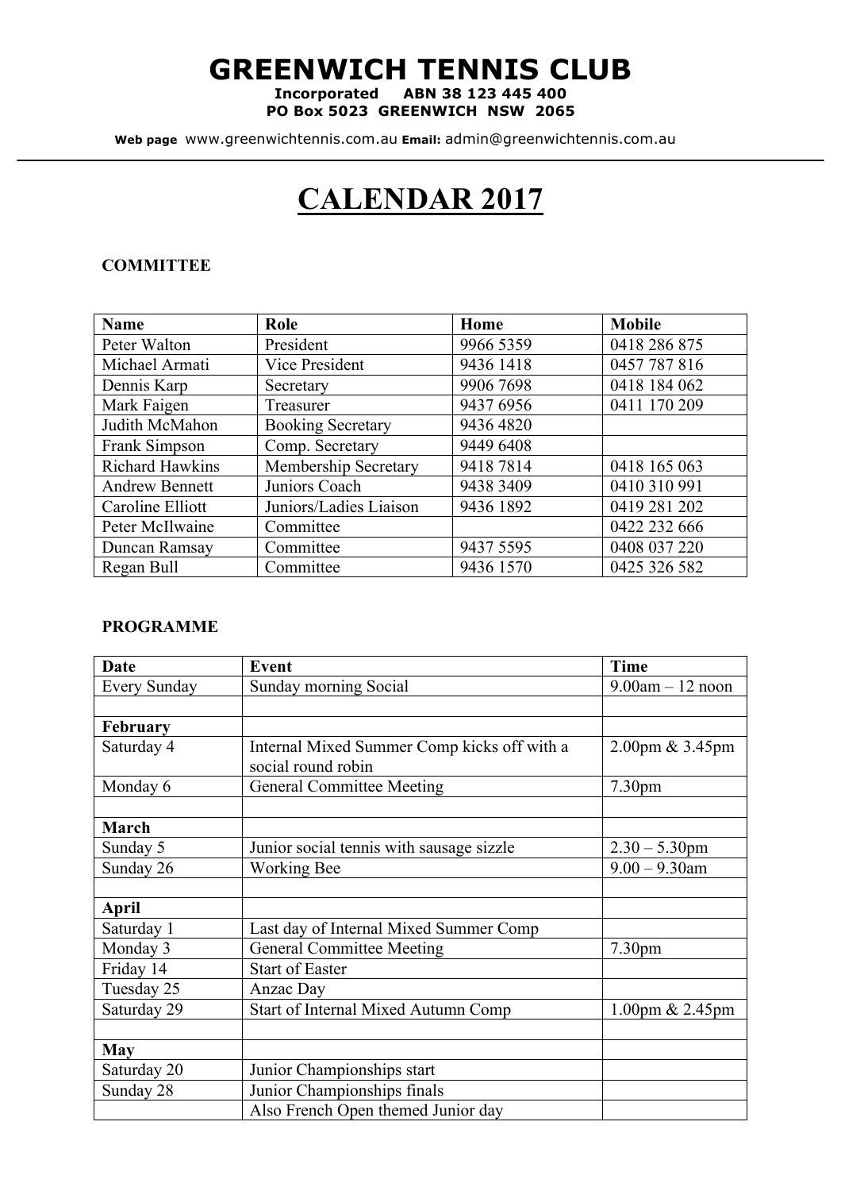# GREENWICH TENNIS CLUB

**Incorporated ABN 38 123 445 400**
**PO Box 5023 GREENWICH NSW 2065**

**Web page** www.greenwichtennis.com.au **Email:** admin@greenwichtennis.com.au

# CALENDAR 2017

**COMMITTEE**

| Name | Role | Home | Mobile |
|---|---|---|---|
| Peter Walton | President | 9966 5359 | 0418 286 875 |
| Michael Armati | Vice President | 9436 1418 | 0457 787 816 |
| Dennis Karp | Secretary | 9906 7698 | 0418 184 062 |
| Mark Faigen | Treasurer | 9437 6956 | 0411 170 209 |
| Judith McMahon | Booking Secretary | 9436 4820 | |
| Frank Simpson | Comp. Secretary | 9449 6408 | |
| Richard Hawkins | Membership Secretary | 9418 7814 | 0418 165 063 |
| Andrew Bennett | Juniors Coach | 9438 3409 | 0410 310 991 |
| Caroline Elliott | Juniors/Ladies Liaison | 9436 1892 | 0419 281 202 |
| Peter McIlwaine | Committee | | 0422 232 666 |
| Duncan Ramsay | Committee | 9437 5595 | 0408 037 220 |
| Regan Bull | Committee | 9436 1570 | 0425 326 582 |

**PROGRAMME**

| Date | Event | Time |
|---|---|---|
| Every Sunday | Sunday morning Social | 9.00am – 12 noon |
| | | |
| **February** | | |
| Saturday 4 | Internal Mixed Summer Comp kicks off with a social round robin | 2.00pm & 3.45pm |
| Monday 6 | General Committee Meeting | 7.30pm |
| | | |
| **March** | | |
| Sunday 5 | Junior social tennis with sausage sizzle | 2.30 – 5.30pm |
| Sunday 26 | Working Bee | 9.00 – 9.30am |
| | | |
| **April** | | |
| Saturday 1 | Last day of Internal Mixed Summer Comp | |
| Monday 3 | General Committee Meeting | 7.30pm |
| Friday 14 | Start of Easter | |
| Tuesday 25 | Anzac Day | |
| Saturday 29 | Start of Internal Mixed Autumn Comp | 1.00pm & 2.45pm |
| | | |
| **May** | | |
| Saturday 20 | Junior Championships start | |
| Sunday 28 | Junior Championships finals | |
| | Also French Open themed Junior day | |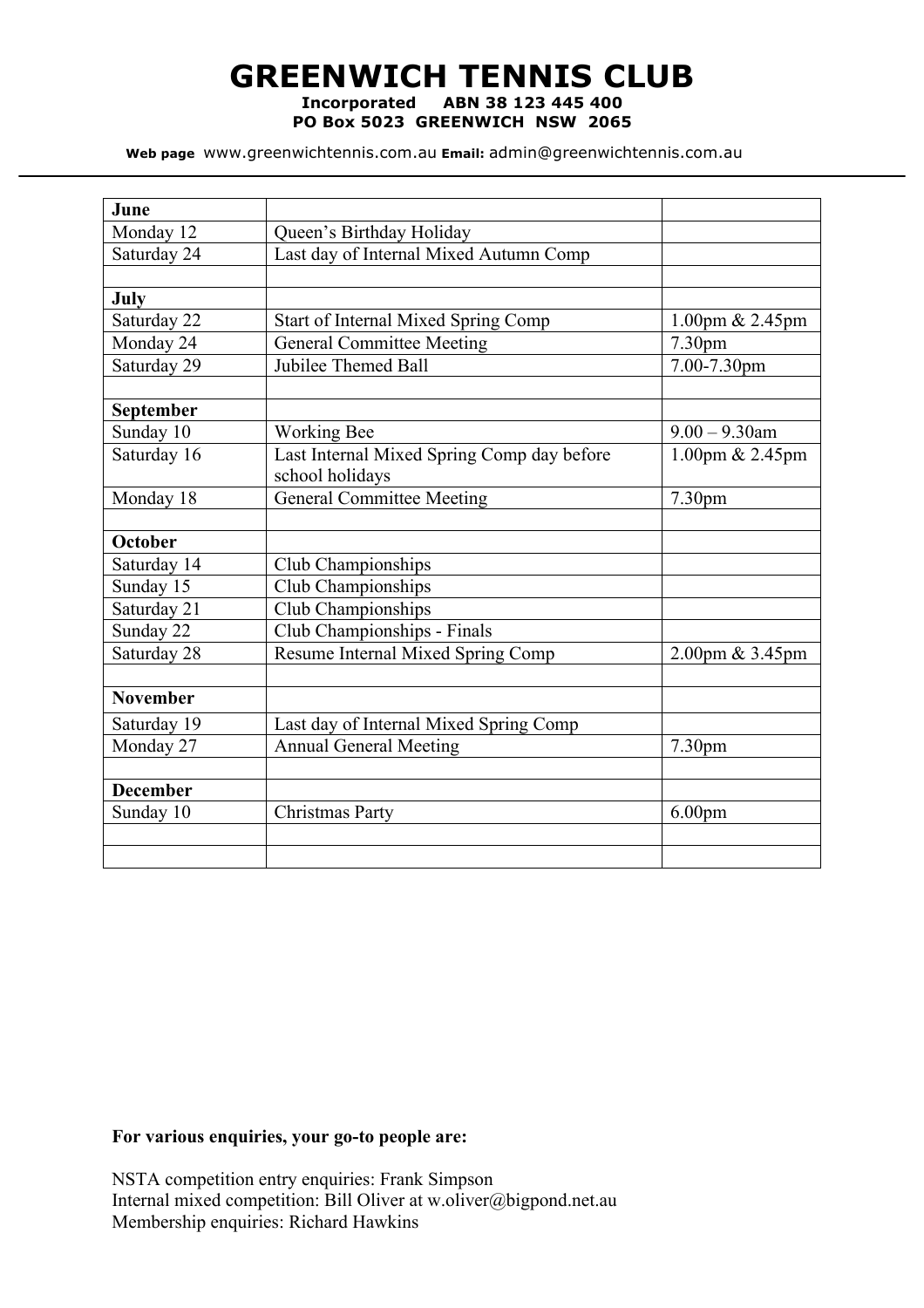# GREENWICH TENNIS CLUB

**Incorporated ABN 38 123 445 400**
**PO Box 5023 GREENWICH NSW 2065**

**Web page** www.greenwichtennis.com.au **Email:** admin@greenwichtennis.com.au

| **June** | | |
|---|---|---|
| Monday 12 | Queen's Birthday Holiday | |
| Saturday 24 | Last day of Internal Mixed Autumn Comp | |
| | | |
| **July** | | |
| Saturday 22 | Start of Internal Mixed Spring Comp | 1.00pm & 2.45pm |
| Monday 24 | General Committee Meeting | 7.30pm |
| Saturday 29 | Jubilee Themed Ball | 7.00-7.30pm |
| | | |
| **September** | | |
| Sunday 10 | Working Bee | 9.00 – 9.30am |
| Saturday 16 | Last Internal Mixed Spring Comp day before school holidays | 1.00pm & 2.45pm |
| Monday 18 | General Committee Meeting | 7.30pm |
| | | |
| **October** | | |
| Saturday 14 | Club Championships | |
| Sunday 15 | Club Championships | |
| Saturday 21 | Club Championships | |
| Sunday 22 | Club Championships - Finals | |
| Saturday 28 | Resume Internal Mixed Spring Comp | 2.00pm & 3.45pm |
| | | |
| **November** | | |
| Saturday 19 | Last day of Internal Mixed Spring Comp | |
| Monday 27 | Annual General Meeting | 7.30pm |
| | | |
| **December** | | |
| Sunday 10 | Christmas Party | 6.00pm |
| | | |
| | | |

**For various enquiries, your go-to people are:**

NSTA competition entry enquiries: Frank Simpson
Internal mixed competition: Bill Oliver at w.oliver@bigpond.net.au
Membership enquiries: Richard Hawkins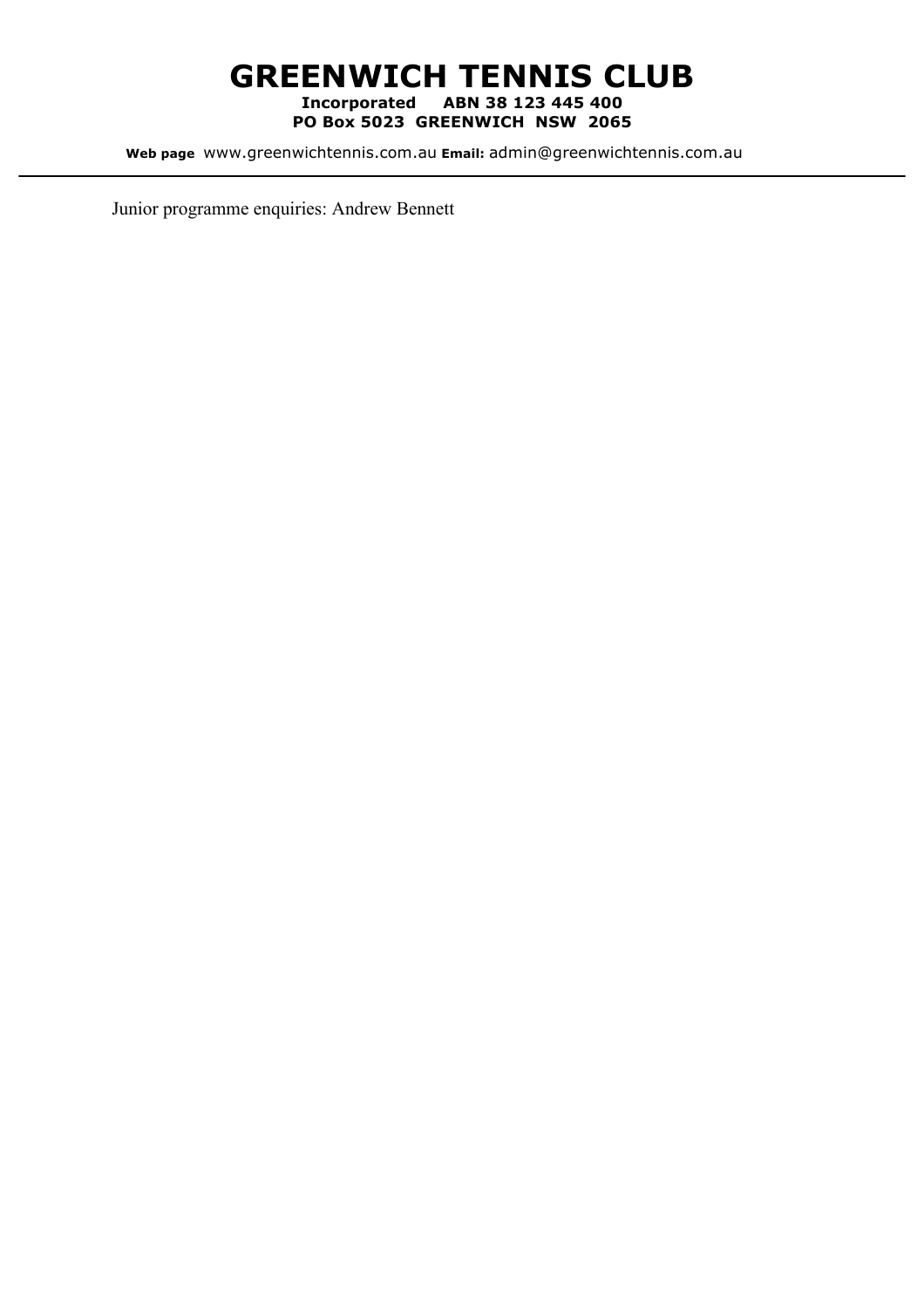# GREENWICH TENNIS CLUB

**Incorporated ABN 38 123 445 400**
**PO Box 5023 GREENWICH NSW 2065**

**Web page** www.greenwichtennis.com.au **Email:** admin@greenwichtennis.com.au

---

Junior programme enquiries: Andrew Bennett